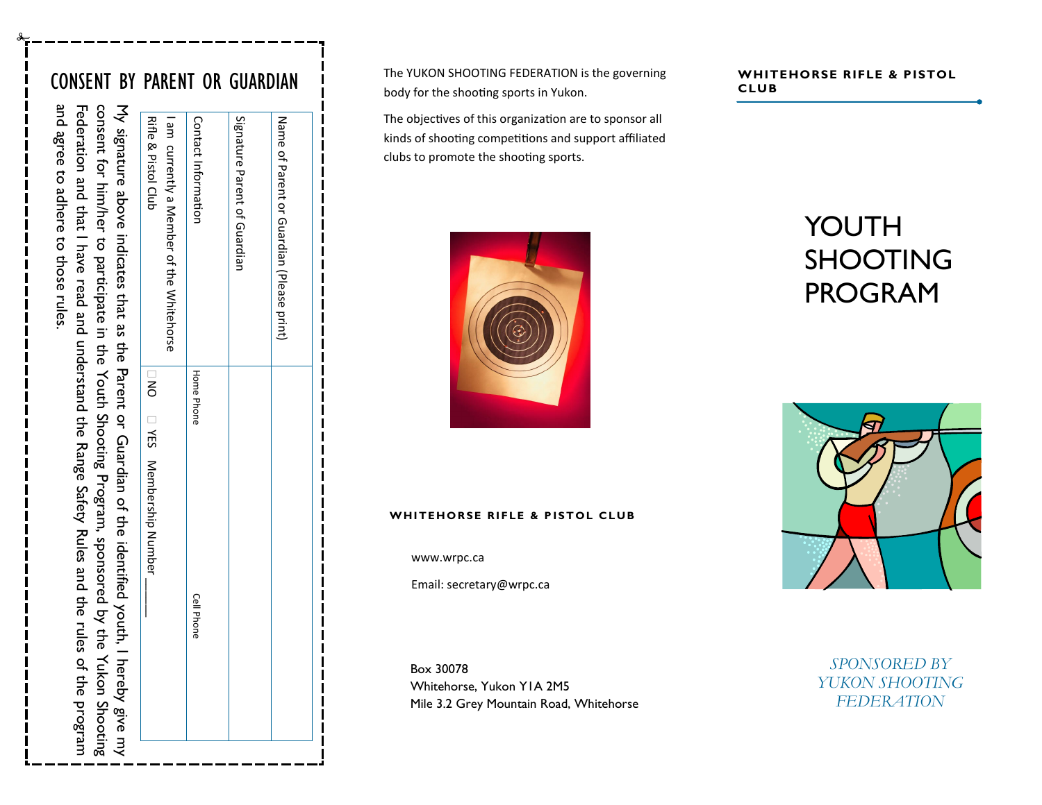# CONSENT BY PARENT OR GUARDIAN

| | |
|---|---|
| Name of Parent or Guardian (Please print) | |
| Signature Parent of Guardian | |
| Contact Information | Home Phone Cell Phone |
| I am currently a Member of the Whitehorse Rifle & Pistol Club | ☐ NO ☐ YES Membership Number ____ |

My signature above indicates that as the Parent or Guardian of the identified youth, I hereby give my consent for him/her to participate in the Youth Shooting Program, sponsored by the Yukon Shooting Federation and that I have read and understand the Range Safety Rules and the rules of the program and agree to adhere to those rules.

The YUKON SHOOTING FEDERATION is the governing body for the shooting sports in Yukon.

The objectives of this organization are to sponsor all kinds of shooting competitions and support affiliated clubs to promote the shooting sports.

**WHITEHORSE RIFLE & PISTOL CLUB**

www.wrpc.ca

Email: secretary@wrpc.ca

Box 30078
Whitehorse, Yukon Y1A 2M5
Mile 3.2 Grey Mountain Road, Whitehorse

**WHITEHORSE RIFLE & PISTOL CLUB**

# YOUTH SHOOTING PROGRAM

*SPONSORED BY YUKON SHOOTING FEDERATION*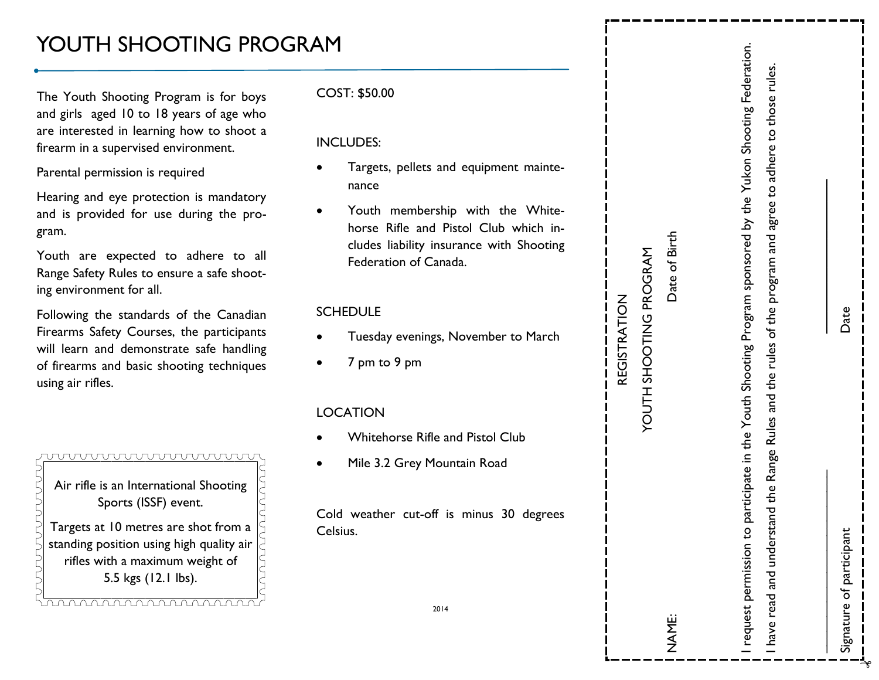# YOUTH SHOOTING PROGRAM

The Youth Shooting Program is for boys and girls aged 10 to 18 years of age who are interested in learning how to shoot a firearm in a supervised environment.

Parental permission is required

Hearing and eye protection is mandatory and is provided for use during the program.

Youth are expected to adhere to all Range Safety Rules to ensure a safe shooting environment for all.

Following the standards of the Canadian Firearms Safety Courses, the participants will learn and demonstrate safe handling of firearms and basic shooting techniques using air rifles.

Air rifle is an International Shooting Sports (ISSF) event.

Targets at 10 metres are shot from a standing position using high quality air rifles with a maximum weight of 5.5 kgs (12.1 lbs).

COST: $50.00

INCLUDES:

- Targets, pellets and equipment maintenance
- Youth membership with the Whitehorse Rifle and Pistol Club which includes liability insurance with Shooting Federation of Canada.

SCHEDULE

- Tuesday evenings, November to March
- 7 pm to 9 pm

LOCATION

- Whitehorse Rifle and Pistol Club
- Mile 3.2 Grey Mountain Road

Cold weather cut-off is minus 30 degrees Celsius.

2014

---

REGISTRATION

YOUTH SHOOTING PROGRAM

NAME: Date of Birth

I request permission to participate in the Youth Shooting Program sponsored by the Yukon Shooting Federation.

I have read and understand the Range Rules and the rules of the program and agree to adhere to those rules.

Signature of participant

Date